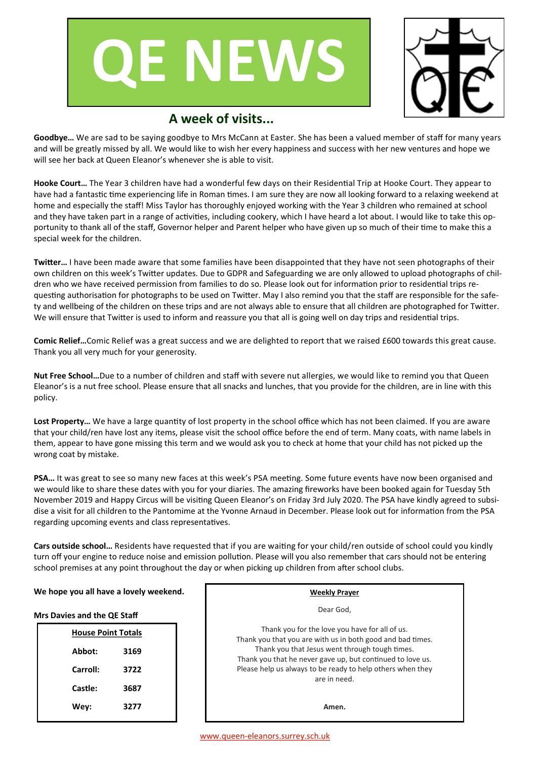# QE NEWS

## A week of visits...

**Goodbye…** We are sad to be saying goodbye to Mrs McCann at Easter. She has been a valued member of staff for many years and will be greatly missed by all. We would like to wish her every happiness and success with her new ventures and hope we will see her back at Queen Eleanor's whenever she is able to visit.

**Hooke Court…** The Year 3 children have had a wonderful few days on their Residential Trip at Hooke Court. They appear to have had a fantastic time experiencing life in Roman times. I am sure they are now all looking forward to a relaxing weekend at home and especially the staff! Miss Taylor has thoroughly enjoyed working with the Year 3 children who remained at school and they have taken part in a range of activities, including cookery, which I have heard a lot about. I would like to take this opportunity to thank all of the staff, Governor helper and Parent helper who have given up so much of their time to make this a special week for the children.

**Twitter…** I have been made aware that some families have been disappointed that they have not seen photographs of their own children on this week's Twitter updates. Due to GDPR and Safeguarding we are only allowed to upload photographs of children who we have received permission from families to do so. Please look out for information prior to residential trips requesting authorisation for photographs to be used on Twitter. May I also remind you that the staff are responsible for the safety and wellbeing of the children on these trips and are not always able to ensure that all children are photographed for Twitter. We will ensure that Twitter is used to inform and reassure you that all is going well on day trips and residential trips.

**Comic Relief…**Comic Relief was a great success and we are delighted to report that we raised £600 towards this great cause. Thank you all very much for your generosity.

**Nut Free School…**Due to a number of children and staff with severe nut allergies, we would like to remind you that Queen Eleanor's is a nut free school. Please ensure that all snacks and lunches, that you provide for the children, are in line with this policy.

**Lost Property…** We have a large quantity of lost property in the school office which has not been claimed. If you are aware that your child/ren have lost any items, please visit the school office before the end of term. Many coats, with name labels in them, appear to have gone missing this term and we would ask you to check at home that your child has not picked up the wrong coat by mistake.

**PSA…** It was great to see so many new faces at this week's PSA meeting. Some future events have now been organised and we would like to share these dates with you for your diaries. The amazing fireworks have been booked again for Tuesday 5th November 2019 and Happy Circus will be visiting Queen Eleanor's on Friday 3rd July 2020. The PSA have kindly agreed to subsidise a visit for all children to the Pantomime at the Yvonne Arnaud in December. Please look out for information from the PSA regarding upcoming events and class representatives.

**Cars outside school…** Residents have requested that if you are waiting for your child/ren outside of school could you kindly turn off your engine to reduce noise and emission pollution. Please will you also remember that cars should not be entering school premises at any point throughout the day or when picking up children from after school clubs.

**We hope you all have a lovely weekend.**

**Mrs Davies and the QE Staff**

| **House Point Totals** | |
|---|---|
| **Abbot:** | **3169** |
| **Carroll:** | **3722** |
| **Castle:** | **3687** |
| **Wey:** | **3277** |

**Weekly Prayer**

Dear God,

Thank you for the love you have for all of us.
Thank you that you are with us in both good and bad times.
Thank you that Jesus went through tough times.
Thank you that he never gave up, but continued to love us.
Please help us always to be ready to help others when they are in need.

**Amen.**

www.queen-eleanors.surrey.sch.uk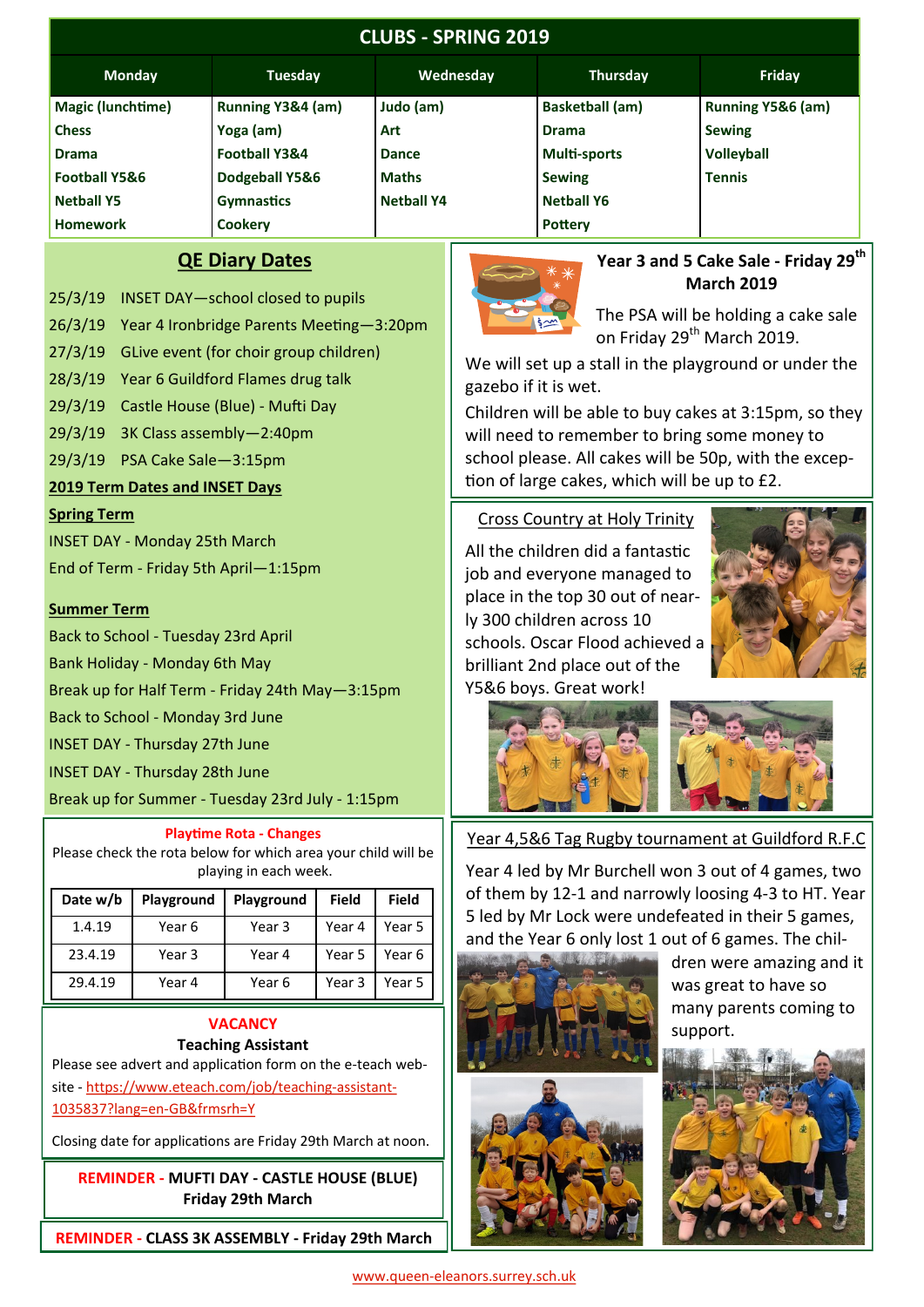## CLUBS - SPRING 2019

| Monday | Tuesday | Wednesday | Thursday | Friday |
|---|---|---|---|---|
| Magic (lunchtime) | Running Y3&4 (am) | Judo (am) | Basketball (am) | Running Y5&6 (am) |
| Chess | Yoga (am) | Art | Drama | Sewing |
| Drama | Football Y3&4 | Dance | Multi-sports | Volleyball |
| Football Y5&6 | Dodgeball Y5&6 | Maths | Sewing | Tennis |
| Netball Y5 | Gymnastics | Netball Y4 | Netball Y6 | |
| Homework | Cookery | | Pottery | |

## QE Diary Dates

25/3/19 INSET DAY—school closed to pupils

26/3/19 Year 4 Ironbridge Parents Meeting—3:20pm

27/3/19 GLive event (for choir group children)

28/3/19 Year 6 Guildford Flames drug talk

29/3/19 Castle House (Blue) - Mufti Day

29/3/19 3K Class assembly—2:40pm

29/3/19 PSA Cake Sale—3:15pm

**2019 Term Dates and INSET Days**

**Spring Term**

INSET DAY - Monday 25th March

End of Term - Friday 5th April—1:15pm

**Summer Term**

Back to School - Tuesday 23rd April

Bank Holiday - Monday 6th May

Break up for Half Term - Friday 24th May—3:15pm

Back to School - Monday 3rd June

INSET DAY - Thursday 27th June

INSET DAY - Thursday 28th June

Break up for Summer - Tuesday 23rd July - 1:15pm

## Year 3 and 5 Cake Sale - Friday 29th March 2019

The PSA will be holding a cake sale on Friday 29th March 2019.

We will set up a stall in the playground or under the gazebo if it is wet.

Children will be able to buy cakes at 3:15pm, so they will need to remember to bring some money to school please. All cakes will be 50p, with the exception of large cakes, which will be up to £2.

## Cross Country at Holy Trinity

All the children did a fantastic job and everyone managed to place in the top 30 out of nearly 300 children across 10 schools. Oscar Flood achieved a brilliant 2nd place out of the Y5&6 boys. Great work!

## Playtime Rota - Changes

Please check the rota below for which area your child will be playing in each week.

| Date w/b | Playground | Playground | Field | Field |
|---|---|---|---|---|
| 1.4.19 | Year 6 | Year 3 | Year 4 | Year 5 |
| 23.4.19 | Year 3 | Year 4 | Year 5 | Year 6 |
| 29.4.19 | Year 4 | Year 6 | Year 3 | Year 5 |

## Year 4,5&6 Tag Rugby tournament at Guildford R.F.C

Year 4 led by Mr Burchell won 3 out of 4 games, two of them by 12-1 and narrowly loosing 4-3 to HT. Year 5 led by Mr Lock were undefeated in their 5 games, and the Year 6 only lost 1 out of 6 games. The children were amazing and it was great to have so many parents coming to support.

## VACANCY

**Teaching Assistant**

Please see advert and application form on the e-teach website - https://www.eteach.com/job/teaching-assistant-1035837?lang=en-GB&frmsrh=Y

Closing date for applications are Friday 29th March at noon.

**REMINDER - MUFTI DAY - CASTLE HOUSE (BLUE) Friday 29th March**

**REMINDER - CLASS 3K ASSEMBLY - Friday 29th March**

www.queen-eleanors.surrey.sch.uk